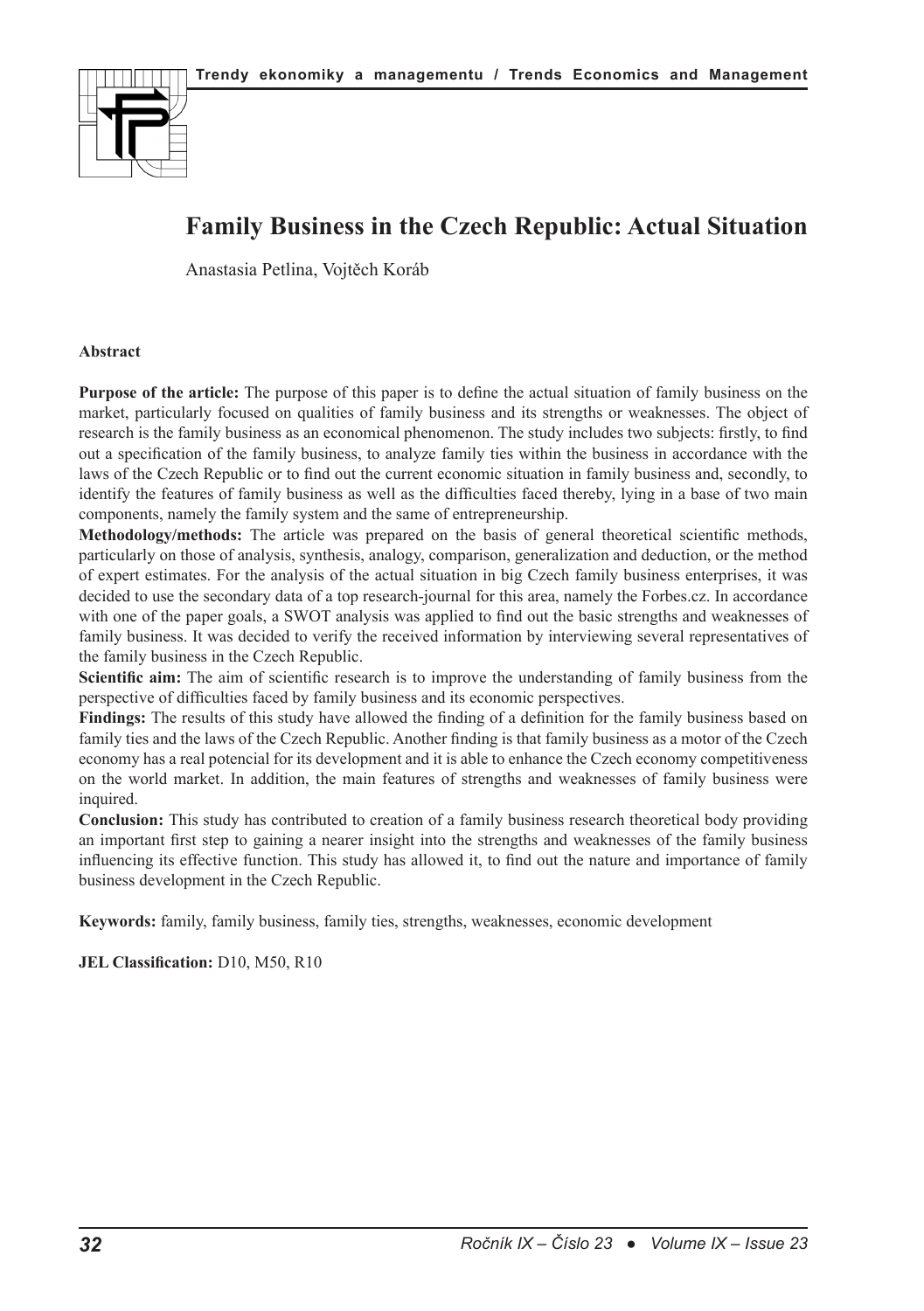# Family Business in the Czech Republic: Actual Situation

Anastasia Petlina, Vojtěch Koráb

## Abstract

**Purpose of the article:** The purpose of this paper is to define the actual situation of family business on the market, particularly focused on qualities of family business and its strengths or weaknesses. The object of research is the family business as an economical phenomenon. The study includes two subjects: firstly, to find out a specification of the family business, to analyze family ties within the business in accordance with the laws of the Czech Republic or to find out the current economic situation in family business and, secondly, to identify the features of family business as well as the difficulties faced thereby, lying in a base of two main components, namely the family system and the same of entrepreneurship.

**Methodology/methods:** The article was prepared on the basis of general theoretical scientific methods, particularly on those of analysis, synthesis, analogy, comparison, generalization and deduction, or the method of expert estimates. For the analysis of the actual situation in big Czech family business enterprises, it was decided to use the secondary data of a top research-journal for this area, namely the Forbes.cz. In accordance with one of the paper goals, a SWOT analysis was applied to find out the basic strengths and weaknesses of family business. It was decided to verify the received information by interviewing several representatives of the family business in the Czech Republic.

**Scientific aim:** The aim of scientific research is to improve the understanding of family business from the perspective of difficulties faced by family business and its economic perspectives.

**Findings:** The results of this study have allowed the finding of a definition for the family business based on family ties and the laws of the Czech Republic. Another finding is that family business as a motor of the Czech economy has a real potencial for its development and it is able to enhance the Czech economy competitiveness on the world market. In addition, the main features of strengths and weaknesses of family business were inquired.

**Conclusion:** This study has contributed to creation of a family business research theoretical body providing an important first step to gaining a nearer insight into the strengths and weaknesses of the family business influencing its effective function. This study has allowed it, to find out the nature and importance of family business development in the Czech Republic.

**Keywords:** family, family business, family ties, strengths, weaknesses, economic development

**JEL Classification:** D10, M50, R10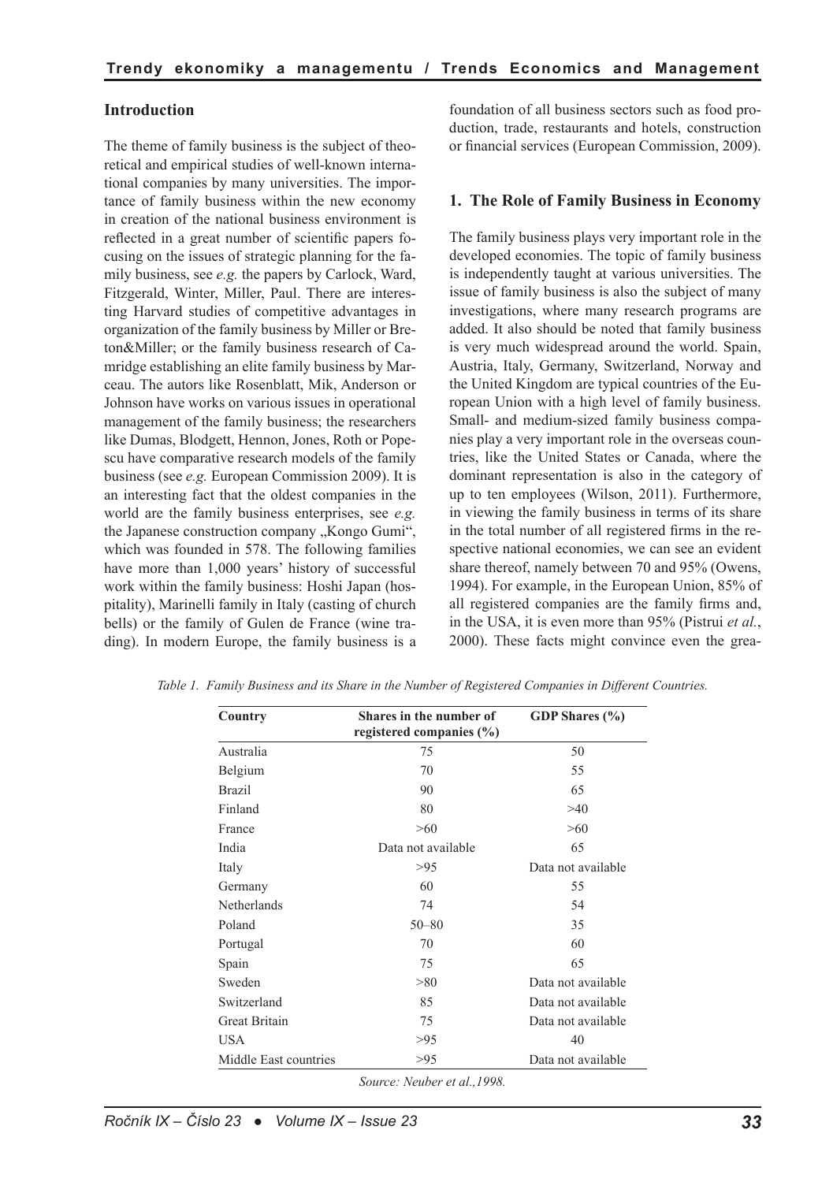## Introduction

The theme of family business is the subject of theoretical and empirical studies of well-known international companies by many universities. The importance of family business within the new economy in creation of the national business environment is reflected in a great number of scientific papers focusing on the issues of strategic planning for the family business, see *e.g.* the papers by Carlock, Ward, Fitzgerald, Winter, Miller, Paul. There are interesting Harvard studies of competitive advantages in organization of the family business by Miller or Breton&Miller; or the family business research of Camridge establishing an elite family business by Marceau. The autors like Rosenblatt, Mik, Anderson or Johnson have works on various issues in operational management of the family business; the researchers like Dumas, Blodgett, Hennon, Jones, Roth or Popescu have comparative research models of the family business (see *e.g.* European Commission 2009). It is an interesting fact that the oldest companies in the world are the family business enterprises, see *e.g.* the Japanese construction company „Kongo Gumi", which was founded in 578. The following families have more than 1,000 years' history of successful work within the family business: Hoshi Japan (hospitality), Marinelli family in Italy (casting of church bells) or the family of Gulen de France (wine trading). In modern Europe, the family business is a foundation of all business sectors such as food production, trade, restaurants and hotels, construction or financial services (European Commission, 2009).

## 1. The Role of Family Business in Economy

The family business plays very important role in the developed economies. The topic of family business is independently taught at various universities. The issue of family business is also the subject of many investigations, where many research programs are added. It also should be noted that family business is very much widespread around the world. Spain, Austria, Italy, Germany, Switzerland, Norway and the United Kingdom are typical countries of the European Union with a high level of family business. Small- and medium-sized family business companies play a very important role in the overseas countries, like the United States or Canada, where the dominant representation is also in the category of up to ten employees (Wilson, 2011). Furthermore, in viewing the family business in terms of its share in the total number of all registered firms in the respective national economies, we can see an evident share thereof, namely between 70 and 95% (Owens, 1994). For example, in the European Union, 85% of all registered companies are the family firms and, in the USA, it is even more than 95% (Pistrui *et al.*, 2000). These facts might convince even the grea-

*Table 1. Family Business and its Share in the Number of Registered Companies in Different Countries.*

| Country | Shares in the number of registered companies (%) | GDP Shares (%) |
|---|---|---|
| Australia | 75 | 50 |
| Belgium | 70 | 55 |
| Brazil | 90 | 65 |
| Finland | 80 | >40 |
| France | >60 | >60 |
| India | Data not available | 65 |
| Italy | >95 | Data not available |
| Germany | 60 | 55 |
| Netherlands | 74 | 54 |
| Poland | 50–80 | 35 |
| Portugal | 70 | 60 |
| Spain | 75 | 65 |
| Sweden | >80 | Data not available |
| Switzerland | 85 | Data not available |
| Great Britain | 75 | Data not available |
| USA | >95 | 40 |
| Middle East countries | >95 | Data not available |

*Source: Neuber et al.,1998.*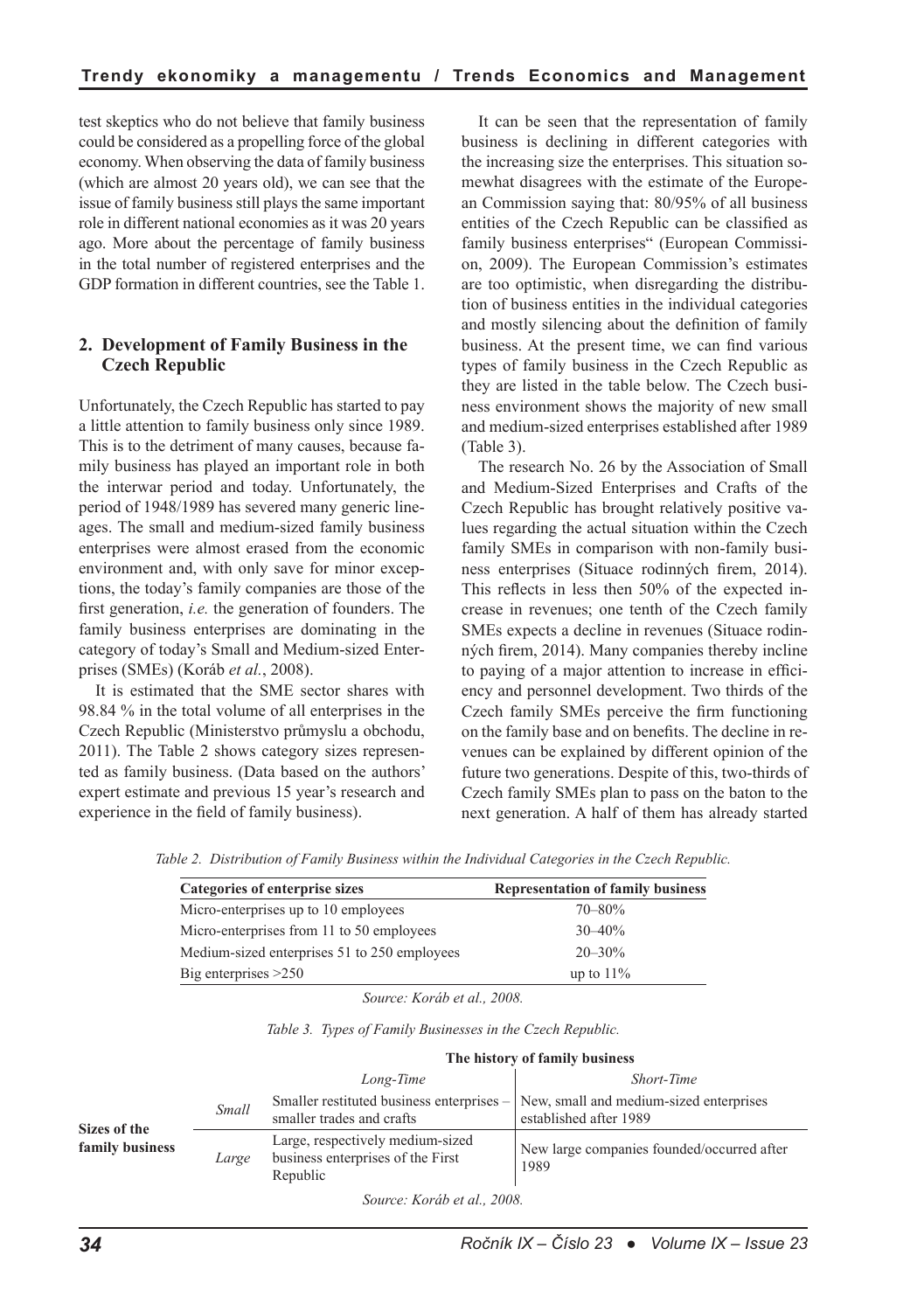test skeptics who do not believe that family business could be considered as a propelling force of the global economy. When observing the data of family business (which are almost 20 years old), we can see that the issue of family business still plays the same important role in different national economies as it was 20 years ago. More about the percentage of family business in the total number of registered enterprises and the GDP formation in different countries, see the Table 1.

## 2. Development of Family Business in the Czech Republic

Unfortunately, the Czech Republic has started to pay a little attention to family business only since 1989. This is to the detriment of many causes, because family business has played an important role in both the interwar period and today. Unfortunately, the period of 1948/1989 has severed many generic lineages. The small and medium-sized family business enterprises were almost erased from the economic environment and, with only save for minor exceptions, the today's family companies are those of the first generation, *i.e.* the generation of founders. The family business enterprises are dominating in the category of today's Small and Medium-sized Enterprises (SMEs) (Koráb *et al.*, 2008).

It is estimated that the SME sector shares with 98.84 % in the total volume of all enterprises in the Czech Republic (Ministerstvo průmyslu a obchodu, 2011). The Table 2 shows category sizes represented as family business. (Data based on the authors' expert estimate and previous 15 year's research and experience in the field of family business).

It can be seen that the representation of family business is declining in different categories with the increasing size the enterprises. This situation somewhat disagrees with the estimate of the European Commission saying that: 80/95% of all business entities of the Czech Republic can be classified as family business enterprises" (European Commission, 2009). The European Commission's estimates are too optimistic, when disregarding the distribution of business entities in the individual categories and mostly silencing about the definition of family business. At the present time, we can find various types of family business in the Czech Republic as they are listed in the table below. The Czech business environment shows the majority of new small and medium-sized enterprises established after 1989 (Table 3).

The research No. 26 by the Association of Small and Medium-Sized Enterprises and Crafts of the Czech Republic has brought relatively positive values regarding the actual situation within the Czech family SMEs in comparison with non-family business enterprises (Situace rodinných firem, 2014). This reflects in less then 50% of the expected increase in revenues; one tenth of the Czech family SMEs expects a decline in revenues (Situace rodinných firem, 2014). Many companies thereby incline to paying of a major attention to increase in efficiency and personnel development. Two thirds of the Czech family SMEs perceive the firm functioning on the family base and on benefits. The decline in revenues can be explained by different opinion of the future two generations. Despite of this, two-thirds of Czech family SMEs plan to pass on the baton to the next generation. A half of them has already started

*Table 2. Distribution of Family Business within the Individual Categories in the Czech Republic.*

| Categories of enterprise sizes | Representation of family business |
|---|---|
| Micro-enterprises up to 10 employees | 70–80% |
| Micro-enterprises from 11 to 50 employees | 30–40% |
| Medium-sized enterprises 51 to 250 employees | 20–30% |
| Big enterprises >250 | up to 11% |

*Source: Koráb et al., 2008.*

*Table 3. Types of Family Businesses in the Czech Republic.*

| | | The history of family business | |
|---|---|---|---|
| | | *Long-Time* | *Short-Time* |
| **Sizes of the family business** | *Small* | Smaller restituted business enterprises – smaller trades and crafts | New, small and medium-sized enterprises established after 1989 |
| | *Large* | Large, respectively medium-sized business enterprises of the First Republic | New large companies founded/occurred after 1989 |

*Source: Koráb et al., 2008.*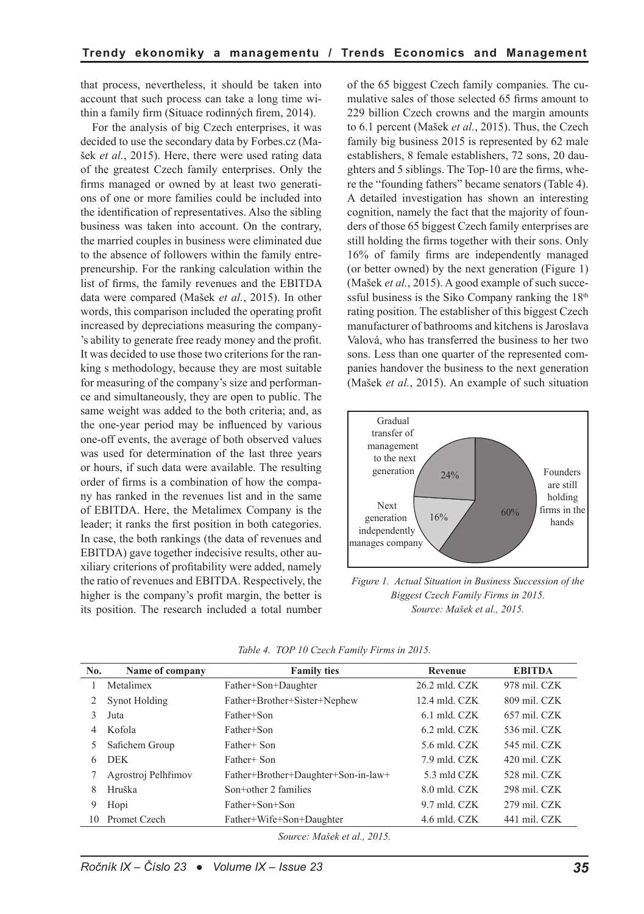that process, nevertheless, it should be taken into account that such process can take a long time within a family firm (Situace rodinných firem, 2014).

For the analysis of big Czech enterprises, it was decided to use the secondary data by Forbes.cz (Mašek *et al.*, 2015). Here, there were used rating data of the greatest Czech family enterprises. Only the firms managed or owned by at least two generations of one or more families could be included into the identification of representatives. Also the sibling business was taken into account. On the contrary, the married couples in business were eliminated due to the absence of followers within the family entrepreneurship. For the ranking calculation within the list of firms, the family revenues and the EBITDA data were compared (Mašek *et al.*, 2015). In other words, this comparison included the operating profit increased by depreciations measuring the company's ability to generate free ready money and the profit. It was decided to use those two criterions for the ranking s methodology, because they are most suitable for measuring of the company's size and performance and simultaneously, they are open to public. The same weight was added to the both criteria; and, as the one-year period may be influenced by various one-off events, the average of both observed values was used for determination of the last three years or hours, if such data were available. The resulting order of firms is a combination of how the company has ranked in the revenues list and in the same of EBITDA. Here, the Metalimex Company is the leader; it ranks the first position in both categories. In case, the both rankings (the data of revenues and EBITDA) gave together indecisive results, other auxiliary criterions of profitability were added, namely the ratio of revenues and EBITDA. Respectively, the higher is the company's profit margin, the better is its position. The research included a total number of the 65 biggest Czech family companies. The cumulative sales of those selected 65 firms amount to 229 billion Czech crowns and the margin amounts to 6.1 percent (Mašek *et al.*, 2015). Thus, the Czech family big business 2015 is represented by 62 male establishers, 8 female establishers, 72 sons, 20 daughters and 5 siblings. The Top-10 are the firms, where the "founding fathers" became senators (Table 4). A detailed investigation has shown an interesting cognition, namely the fact that the majority of founders of those 65 biggest Czech family enterprises are still holding the firms together with their sons. Only 16% of family firms are independently managed (or better owned) by the next generation (Figure 1) (Mašek *et al.*, 2015). A good example of such successful business is the Siko Company ranking the 18th rating position. The establisher of this biggest Czech manufacturer of bathrooms and kitchens is Jaroslava Valová, who has transferred the business to her two sons. Less than one quarter of the represented companies handover the business to the next generation (Mašek *et al.*, 2015). An example of such situation

| Category | Share |
|---|---|
| Founders are still holding firms in the hands | 60% |
| Gradual transfer of management to the next generation | 24% |
| Next generation independently manages company | 16% |

*Figure 1. Actual Situation in Business Succession of the Biggest Czech Family Firms in 2015. Source: Mašek et al., 2015.*

*Table 4. TOP 10 Czech Family Firms in 2015.*

| No. | Name of company | Family ties | Revenue | EBITDA |
|---|---|---|---|---|
| 1 | Metalimex | Father+Son+Daughter | 26.2 mld. CZK | 978 mil. CZK |
| 2 | Synot Holding | Father+Brother+Sister+Nephew | 12.4 mld. CZK | 809 mil. CZK |
| 3 | Juta | Father+Son | 6.1 mld. CZK | 657 mil. CZK |
| 4 | Kofola | Father+Son | 6.2 mld. CZK | 536 mil. CZK |
| 5 | Safichem Group | Father+ Son | 5.6 mld. CZK | 545 mil. CZK |
| 6 | DEK | Father+ Son | 7.9 mld. CZK | 420 mil. CZK |
| 7 | Agrostroj Pelhřimov | Father+Brother+Daughter+Son-in-law+ | 5.3 mld CZK | 528 mil. CZK |
| 8 | Hruška | Son+other 2 families | 8.0 mld. CZK | 298 mil. CZK |
| 9 | Hopi | Father+Son+Son | 9.7 mld. CZK | 279 mil. CZK |
| 10 | Promet Czech | Father+Wife+Son+Daughter | 4.6 mld. CZK | 441 mil. CZK |

*Source: Mašek et al., 2015.*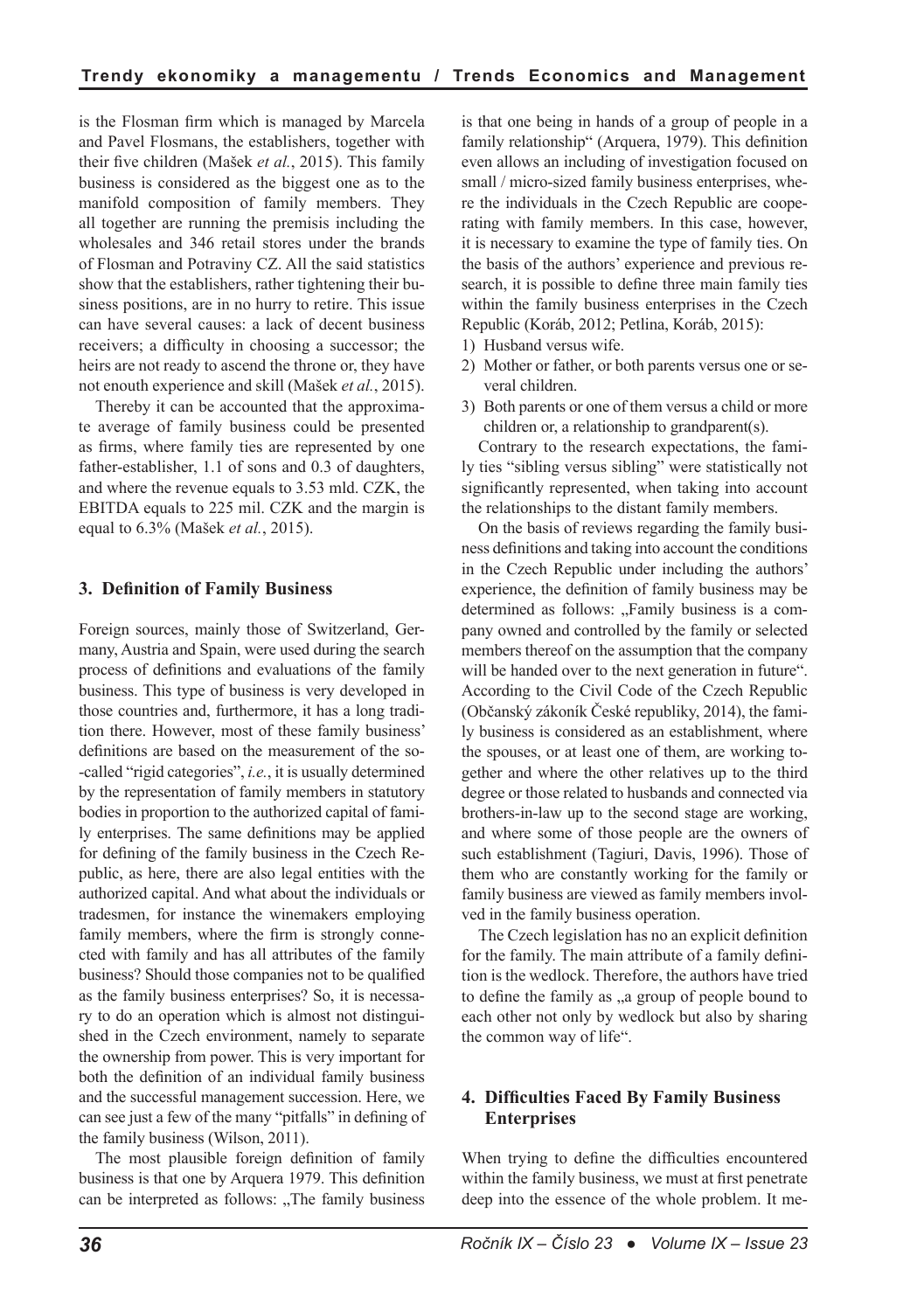is the Flosman firm which is managed by Marcela and Pavel Flosmans, the establishers, together with their five children (Mašek *et al.*, 2015). This family business is considered as the biggest one as to the manifold composition of family members. They all together are running the premisis including the wholesales and 346 retail stores under the brands of Flosman and Potraviny CZ. All the said statistics show that the establishers, rather tightening their business positions, are in no hurry to retire. This issue can have several causes: a lack of decent business receivers; a difficulty in choosing a successor; the heirs are not ready to ascend the throne or, they have not enouth experience and skill (Mašek *et al.*, 2015).

Thereby it can be accounted that the approximate average of family business could be presented as firms, where family ties are represented by one father-establisher, 1.1 of sons and 0.3 of daughters, and where the revenue equals to 3.53 mld. CZK, the EBITDA equals to 225 mil. CZK and the margin is equal to 6.3% (Mašek *et al.*, 2015).

## 3. Definition of Family Business

Foreign sources, mainly those of Switzerland, Germany, Austria and Spain, were used during the search process of definitions and evaluations of the family business. This type of business is very developed in those countries and, furthermore, it has a long tradition there. However, most of these family business' definitions are based on the measurement of the so-called "rigid categories", *i.e.*, it is usually determined by the representation of family members in statutory bodies in proportion to the authorized capital of family enterprises. The same definitions may be applied for defining of the family business in the Czech Republic, as here, there are also legal entities with the authorized capital. And what about the individuals or tradesmen, for instance the winemakers employing family members, where the firm is strongly connected with family and has all attributes of the family business? Should those companies not to be qualified as the family business enterprises? So, it is necessary to do an operation which is almost not distinguished in the Czech environment, namely to separate the ownership from power. This is very important for both the definition of an individual family business and the successful management succession. Here, we can see just a few of the many "pitfalls" in defining of the family business (Wilson, 2011).

The most plausible foreign definition of family business is that one by Arquera 1979. This definition can be interpreted as follows: „The family business is that one being in hands of a group of people in a family relationship" (Arquera, 1979). This definition even allows an including of investigation focused on small / micro-sized family business enterprises, where the individuals in the Czech Republic are cooperating with family members. In this case, however, it is necessary to examine the type of family ties. On the basis of the authors' experience and previous research, it is possible to define three main family ties within the family business enterprises in the Czech Republic (Koráb, 2012; Petlina, Koráb, 2015):

1) Husband versus wife.
2) Mother or father, or both parents versus one or several children.
3) Both parents or one of them versus a child or more children or, a relationship to grandparent(s).

Contrary to the research expectations, the family ties "sibling versus sibling" were statistically not significantly represented, when taking into account the relationships to the distant family members.

On the basis of reviews regarding the family business definitions and taking into account the conditions in the Czech Republic under including the authors' experience, the definition of family business may be determined as follows: „Family business is a company owned and controlled by the family or selected members thereof on the assumption that the company will be handed over to the next generation in future". According to the Civil Code of the Czech Republic (Občanský zákoník České republiky, 2014), the family business is considered as an establishment, where the spouses, or at least one of them, are working together and where the other relatives up to the third degree or those related to husbands and connected via brothers-in-law up to the second stage are working, and where some of those people are the owners of such establishment (Tagiuri, Davis, 1996). Those of them who are constantly working for the family or family business are viewed as family members involved in the family business operation.

The Czech legislation has no an explicit definition for the family. The main attribute of a family definition is the wedlock. Therefore, the authors have tried to define the family as „a group of people bound to each other not only by wedlock but also by sharing the common way of life".

## 4. Difficulties Faced By Family Business Enterprises

When trying to define the difficulties encountered within the family business, we must at first penetrate deep into the essence of the whole problem. It me-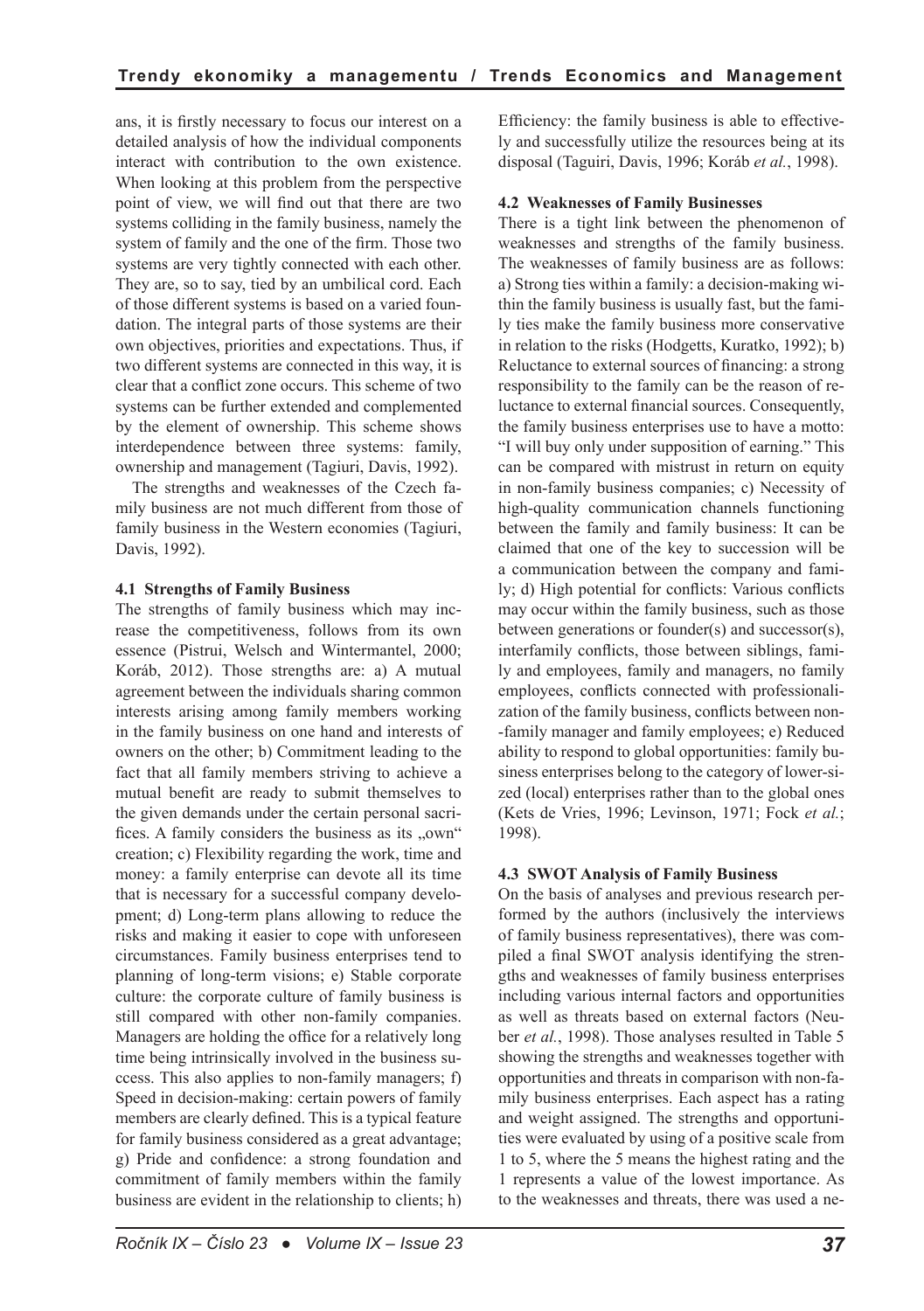ans, it is firstly necessary to focus our interest on a detailed analysis of how the individual components interact with contribution to the own existence. When looking at this problem from the perspective point of view, we will find out that there are two systems colliding in the family business, namely the system of family and the one of the firm. Those two systems are very tightly connected with each other. They are, so to say, tied by an umbilical cord. Each of those different systems is based on a varied foundation. The integral parts of those systems are their own objectives, priorities and expectations. Thus, if two different systems are connected in this way, it is clear that a conflict zone occurs. This scheme of two systems can be further extended and complemented by the element of ownership. This scheme shows interdependence between three systems: family, ownership and management (Tagiuri, Davis, 1992).

The strengths and weaknesses of the Czech family business are not much different from those of family business in the Western economies (Tagiuri, Davis, 1992).

### 4.1 Strengths of Family Business

The strengths of family business which may increase the competitiveness, follows from its own essence (Pistrui, Welsch and Wintermantel, 2000; Koráb, 2012). Those strengths are: a) A mutual agreement between the individuals sharing common interests arising among family members working in the family business on one hand and interests of owners on the other; b) Commitment leading to the fact that all family members striving to achieve a mutual benefit are ready to submit themselves to the given demands under the certain personal sacrifices. A family considers the business as its „own" creation; c) Flexibility regarding the work, time and money: a family enterprise can devote all its time that is necessary for a successful company development; d) Long-term plans allowing to reduce the risks and making it easier to cope with unforeseen circumstances. Family business enterprises tend to planning of long-term visions; e) Stable corporate culture: the corporate culture of family business is still compared with other non-family companies. Managers are holding the office for a relatively long time being intrinsically involved in the business success. This also applies to non-family managers; f) Speed in decision-making: certain powers of family members are clearly defined. This is a typical feature for family business considered as a great advantage; g) Pride and confidence: a strong foundation and commitment of family members within the family business are evident in the relationship to clients; h) Efficiency: the family business is able to effectively and successfully utilize the resources being at its disposal (Taguiri, Davis, 1996; Koráb *et al.*, 1998).

### 4.2 Weaknesses of Family Businesses

There is a tight link between the phenomenon of weaknesses and strengths of the family business. The weaknesses of family business are as follows: a) Strong ties within a family: a decision-making within the family business is usually fast, but the family ties make the family business more conservative in relation to the risks (Hodgetts, Kuratko, 1992); b) Reluctance to external sources of financing: a strong responsibility to the family can be the reason of reluctance to external financial sources. Consequently, the family business enterprises use to have a motto: "I will buy only under supposition of earning." This can be compared with mistrust in return on equity in non-family business companies; c) Necessity of high-quality communication channels functioning between the family and family business: It can be claimed that one of the key to succession will be a communication between the company and family; d) High potential for conflicts: Various conflicts may occur within the family business, such as those between generations or founder(s) and successor(s), interfamily conflicts, those between siblings, family and employees, family and managers, no family employees, conflicts connected with professionalization of the family business, conflicts between non-family manager and family employees; e) Reduced ability to respond to global opportunities: family business enterprises belong to the category of lower-sized (local) enterprises rather than to the global ones (Kets de Vries, 1996; Levinson, 1971; Fock *et al.*; 1998).

### 4.3 SWOT Analysis of Family Business

On the basis of analyses and previous research performed by the authors (inclusively the interviews of family business representatives), there was compiled a final SWOT analysis identifying the strengths and weaknesses of family business enterprises including various internal factors and opportunities as well as threats based on external factors (Neuber *et al.*, 1998). Those analyses resulted in Table 5 showing the strengths and weaknesses together with opportunities and threats in comparison with non-family business enterprises. Each aspect has a rating and weight assigned. The strengths and opportunities were evaluated by using of a positive scale from 1 to 5, where the 5 means the highest rating and the 1 represents a value of the lowest importance. As to the weaknesses and threats, there was used a ne-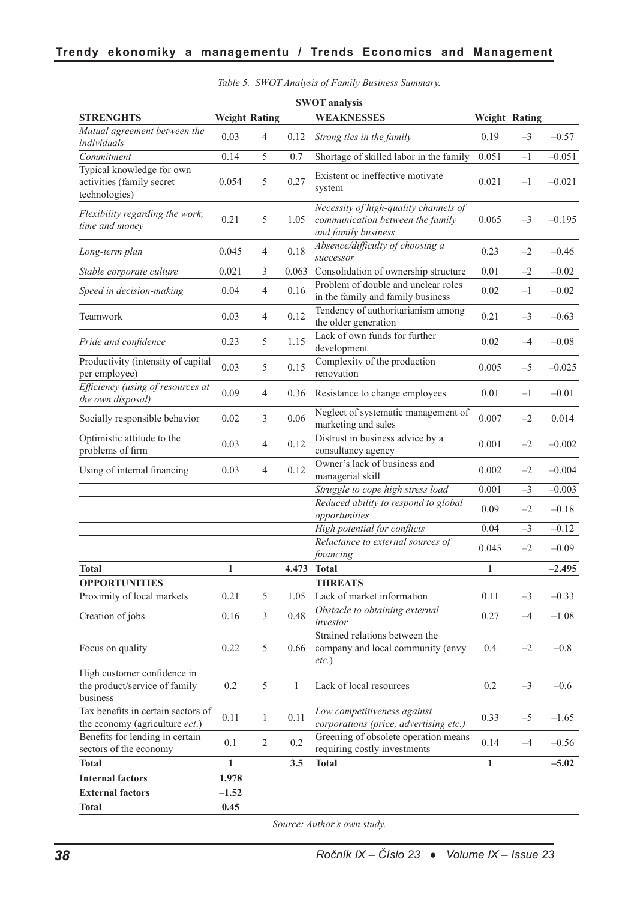*Table 5. SWOT Analysis of Family Business Summary.*

| SWOT analysis | | | | | | | |
|---|---|---|---|---|---|---|---|
| **STRENGHTS** | **Weight** | **Rating** | | **WEAKNESSES** | **Weight** | **Rating** | |
| *Mutual agreement between the individuals* | 0.03 | 4 | 0.12 | *Strong ties in the family* | 0.19 | –3 | –0.57 |
| *Commitment* | 0.14 | 5 | 0.7 | Shortage of skilled labor in the family | 0.051 | –1 | –0.051 |
| Typical knowledge for own activities (family secret technologies) | 0.054 | 5 | 0.27 | Existent or ineffective motivate system | 0.021 | –1 | –0.021 |
| *Flexibility regarding the work, time and money* | 0.21 | 5 | 1.05 | *Necessity of high-quality channels of communication between the family and family business* | 0.065 | –3 | –0.195 |
| *Long-term plan* | 0.045 | 4 | 0.18 | *Absence/difficulty of choosing a successor* | 0.23 | –2 | –0,46 |
| *Stable corporate culture* | 0.021 | 3 | 0.063 | Consolidation of ownership structure | 0.01 | –2 | –0.02 |
| *Speed in decision-making* | 0.04 | 4 | 0.16 | Problem of double and unclear roles in the family and family business | 0.02 | –1 | –0.02 |
| Teamwork | 0.03 | 4 | 0.12 | Tendency of authoritarianism among the older generation | 0.21 | –3 | –0.63 |
| *Pride and confidence* | 0.23 | 5 | 1.15 | Lack of own funds for further development | 0.02 | –4 | –0.08 |
| Productivity (intensity of capital per employee) | 0.03 | 5 | 0.15 | Complexity of the production renovation | 0.005 | –5 | –0.025 |
| *Efficiency (using of resources at the own disposal)* | 0.09 | 4 | 0.36 | Resistance to change employees | 0.01 | –1 | –0.01 |
| Socially responsible behavior | 0.02 | 3 | 0.06 | Neglect of systematic management of marketing and sales | 0.007 | –2 | 0.014 |
| Optimistic attitude to the problems of firm | 0.03 | 4 | 0.12 | Distrust in business advice by a consultancy agency | 0.001 | –2 | –0.002 |
| Using of internal financing | 0.03 | 4 | 0.12 | Owner's lack of business and managerial skill | 0.002 | –2 | –0.004 |
| | | | | *Struggle to cope high stress load* | 0.001 | –3 | –0.003 |
| | | | | *Reduced ability to respond to global opportunities* | 0.09 | –2 | –0.18 |
| | | | | *High potential for conflicts* | 0.04 | –3 | –0.12 |
| | | | | *Reluctance to external sources of financing* | 0.045 | –2 | –0.09 |
| **Total** | **1** | | **4.473** | **Total** | **1** | | **–2.495** |
| **OPPORTUNITIES** | | | | **THREATS** | | | |
| Proximity of local markets | 0.21 | 5 | 1.05 | Lack of market information | 0.11 | –3 | –0.33 |
| Creation of jobs | 0.16 | 3 | 0.48 | *Obstacle to obtaining external investor* | 0.27 | –4 | –1.08 |
| Focus on quality | 0.22 | 5 | 0.66 | Strained relations between the company and local community (envy *etc.*) | 0.4 | –2 | –0.8 |
| High customer confidence in the product/service of family business | 0.2 | 5 | 1 | Lack of local resources | 0.2 | –3 | –0.6 |
| Tax benefits in certain sectors of the economy (agriculture *ect.*) | 0.11 | 1 | 0.11 | *Low competitiveness against corporations (price, advertising etc.)* | 0.33 | –5 | –1.65 |
| Benefits for lending in certain sectors of the economy | 0.1 | 2 | 0.2 | Greening of obsolete operation means requiring costly investments | 0.14 | –4 | –0.56 |
| **Total** | **1** | | **3.5** | **Total** | **1** | | **–5.02** |
| **Internal factors** | **1.978** | | | | | | |
| **External factors** | **–1.52** | | | | | | |
| **Total** | **0.45** | | | | | | |

*Source: Author's own study.*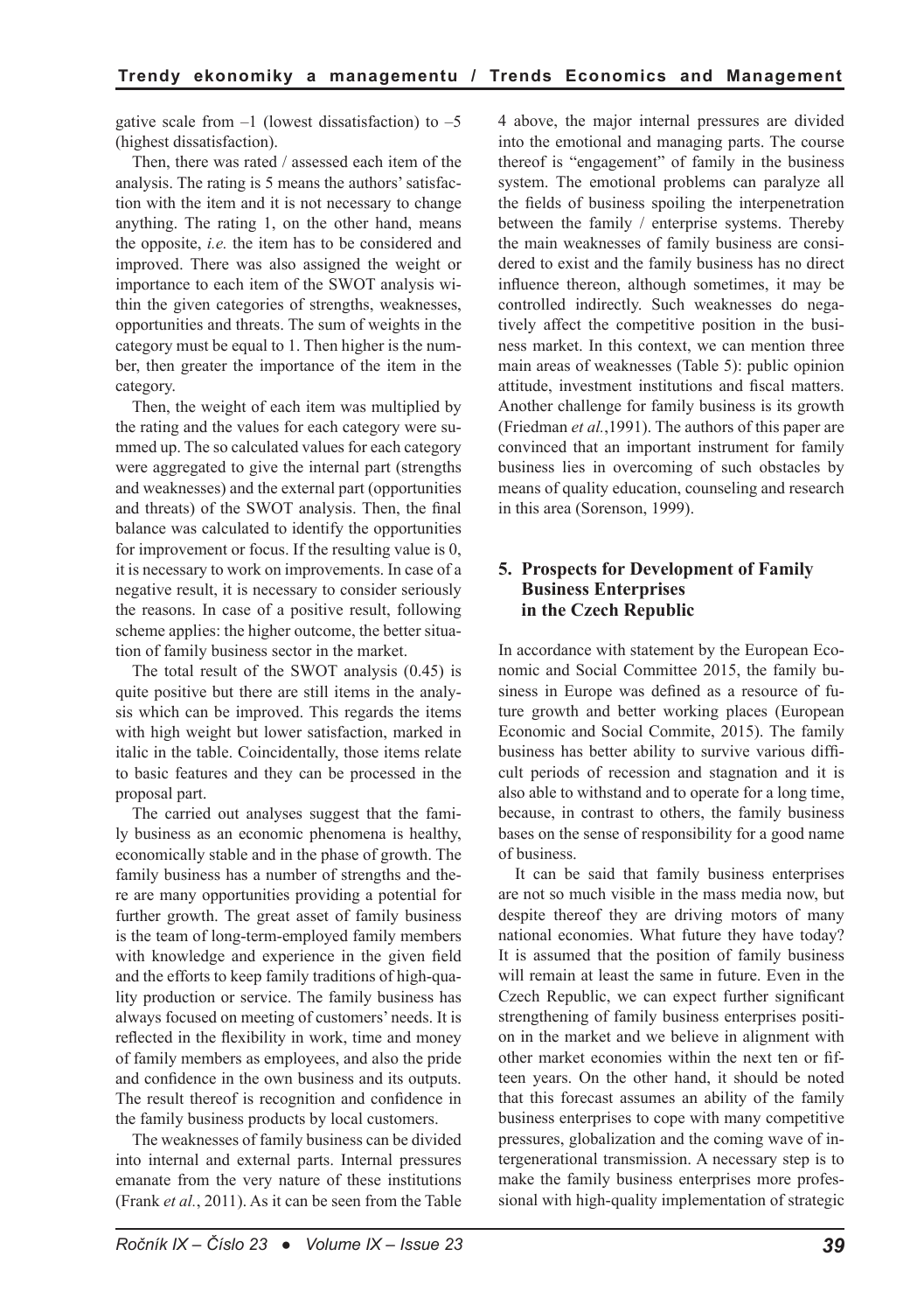gative scale from –1 (lowest dissatisfaction) to –5 (highest dissatisfaction).

Then, there was rated / assessed each item of the analysis. The rating is 5 means the authors' satisfaction with the item and it is not necessary to change anything. The rating 1, on the other hand, means the opposite, *i.e.* the item has to be considered and improved. There was also assigned the weight or importance to each item of the SWOT analysis within the given categories of strengths, weaknesses, opportunities and threats. The sum of weights in the category must be equal to 1. Then higher is the number, then greater the importance of the item in the category.

Then, the weight of each item was multiplied by the rating and the values for each category were summed up. The so calculated values for each category were aggregated to give the internal part (strengths and weaknesses) and the external part (opportunities and threats) of the SWOT analysis. Then, the final balance was calculated to identify the opportunities for improvement or focus. If the resulting value is 0, it is necessary to work on improvements. In case of a negative result, it is necessary to consider seriously the reasons. In case of a positive result, following scheme applies: the higher outcome, the better situation of family business sector in the market.

The total result of the SWOT analysis (0.45) is quite positive but there are still items in the analysis which can be improved. This regards the items with high weight but lower satisfaction, marked in italic in the table. Coincidentally, those items relate to basic features and they can be processed in the proposal part.

The carried out analyses suggest that the family business as an economic phenomena is healthy, economically stable and in the phase of growth. The family business has a number of strengths and there are many opportunities providing a potential for further growth. The great asset of family business is the team of long-term-employed family members with knowledge and experience in the given field and the efforts to keep family traditions of high-quality production or service. The family business has always focused on meeting of customers' needs. It is reflected in the flexibility in work, time and money of family members as employees, and also the pride and confidence in the own business and its outputs. The result thereof is recognition and confidence in the family business products by local customers.

The weaknesses of family business can be divided into internal and external parts. Internal pressures emanate from the very nature of these institutions (Frank *et al.*, 2011). As it can be seen from the Table 4 above, the major internal pressures are divided into the emotional and managing parts. The course thereof is "engagement" of family in the business system. The emotional problems can paralyze all the fields of business spoiling the interpenetration between the family / enterprise systems. Thereby the main weaknesses of family business are considered to exist and the family business has no direct influence thereon, although sometimes, it may be controlled indirectly. Such weaknesses do negatively affect the competitive position in the business market. In this context, we can mention three main areas of weaknesses (Table 5): public opinion attitude, investment institutions and fiscal matters. Another challenge for family business is its growth (Friedman *et al.*,1991). The authors of this paper are convinced that an important instrument for family business lies in overcoming of such obstacles by means of quality education, counseling and research in this area (Sorenson, 1999).

## 5. Prospects for Development of Family Business Enterprises in the Czech Republic

In accordance with statement by the European Economic and Social Committee 2015, the family business in Europe was defined as a resource of future growth and better working places (European Economic and Social Commite, 2015). The family business has better ability to survive various difficult periods of recession and stagnation and it is also able to withstand and to operate for a long time, because, in contrast to others, the family business bases on the sense of responsibility for a good name of business.

It can be said that family business enterprises are not so much visible in the mass media now, but despite thereof they are driving motors of many national economies. What future they have today? It is assumed that the position of family business will remain at least the same in future. Even in the Czech Republic, we can expect further significant strengthening of family business enterprises position in the market and we believe in alignment with other market economies within the next ten or fifteen years. On the other hand, it should be noted that this forecast assumes an ability of the family business enterprises to cope with many competitive pressures, globalization and the coming wave of intergenerational transmission. A necessary step is to make the family business enterprises more professional with high-quality implementation of strategic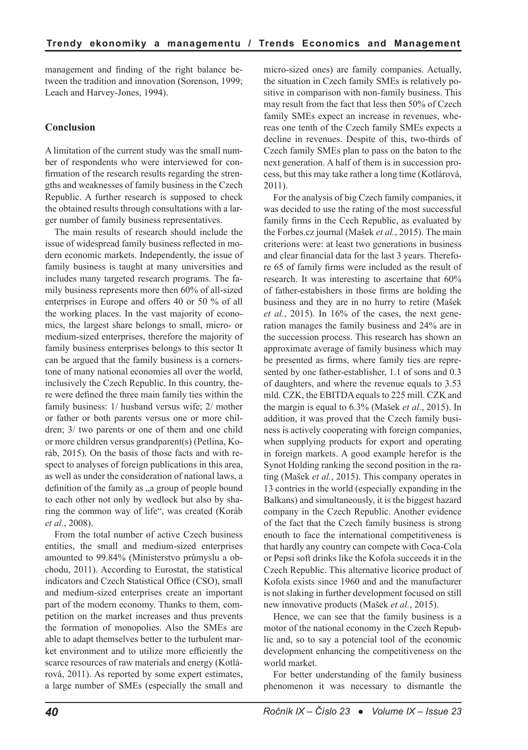management and finding of the right balance between the tradition and innovation (Sorenson, 1999; Leach and Harvey-Jones, 1994).

## Conclusion

A limitation of the current study was the small number of respondents who were interviewed for confirmation of the research results regarding the strengths and weaknesses of family business in the Czech Republic. A further research is supposed to check the obtained results through consultations with a larger number of family business representatives.

The main results of research should include the issue of widespread family business reflected in modern economic markets. Independently, the issue of family business is taught at many universities and includes many targeted research programs. The family business represents more then 60% of all-sized enterprises in Europe and offers 40 or 50 % of all the working places. In the vast majority of economics, the largest share belongs to small, micro- or medium-sized enterprises, therefore the majority of family business enterprises belongs to this sector It can be argued that the family business is a cornerstone of many national economies all over the world, inclusively the Czech Republic. In this country, there were defined the three main family ties within the family business: 1/ husband versus wife; 2/ mother or father or both parents versus one or more children; 3/ two parents or one of them and one child or more children versus grandparent(s) (Petlina, Koráb, 2015). On the basis of those facts and with respect to analyses of foreign publications in this area, as well as under the consideration of national laws, a definition of the family as „a group of people bound to each other not only by wedlock but also by sharing the common way of life", was created (Koráb *et al.*, 2008).

From the total number of active Czech business entities, the small and medium-sized enterprises amounted to 99.84% (Ministerstvo průmyslu a obchodu, 2011). According to Eurostat, the statistical indicators and Czech Statistical Office (CSO), small and medium-sized enterprises create an important part of the modern economy. Thanks to them, competition on the market increases and thus prevents the formation of monopolies. Also the SMEs are able to adapt themselves better to the turbulent market environment and to utilize more efficiently the scarce resources of raw materials and energy (Kotlárová, 2011). As reported by some expert estimates, a large number of SMEs (especially the small and micro-sized ones) are family companies. Actually, the situation in Czech family SMEs is relatively positive in comparison with non-family business. This may result from the fact that less then 50% of Czech family SMEs expect an increase in revenues, whereas one tenth of the Czech family SMEs expects a decline in revenues. Despite of this, two-thirds of Czech family SMEs plan to pass on the baton to the next generation. A half of them is in succession process, but this may take rather a long time (Kotlárová, 2011).

For the analysis of big Czech family companies, it was decided to use the rating of the most successful family firms in the Cech Republic, as evaluated by the Forbes.cz journal (Mašek *et al.*, 2015). The main criterions were: at least two generations in business and clear financial data for the last 3 years. Therefore 65 of family firms were included as the result of research. It was interesting to ascertaine that 60% of father-estabishers in those firms are holding the business and they are in no hurry to retire (Mašek *et al.*, 2015). In 16% of the cases, the next generation manages the family business and 24% are in the succession process. This research has shown an approximate average of family business which may be presented as firms, where family ties are represented by one father-establisher, 1.1 of sons and 0.3 of daughters, and where the revenue equals to 3.53 mld. CZK, the EBITDA equals to 225 mill. CZK and the margin is equal to 6.3% (Mašek *et al.*, 2015). In addition, it was proved that the Czech family business is actively cooperating with foreign companies, when supplying products for export and operating in foreign markets. A good example herefor is the Synot Holding ranking the second position in the rating (Mašek *et al.*, 2015). This company operates in 13 contries in the world (especially expanding in the Balkans) and simultaneously, it is the biggest hazard company in the Czech Republic. Another evidence of the fact that the Czech family business is strong enouth to face the international competitiveness is that hardly any country can compete with Coca-Cola or Pepsi soft drinks like the Kofola succeeds it in the Czech Republic. This alternative licorice product of Kofola exists since 1960 and and the manufacturer is not slaking in further development focused on still new innovative products (Mašek *et al.*, 2015).

Hence, we can see that the family business is a motor of the national economy in the Czech Republic and, so to say a potencial tool of the economic development enhancing the competitiveness on the world market.

For better understanding of the family business phenomenon it was necessary to dismantle the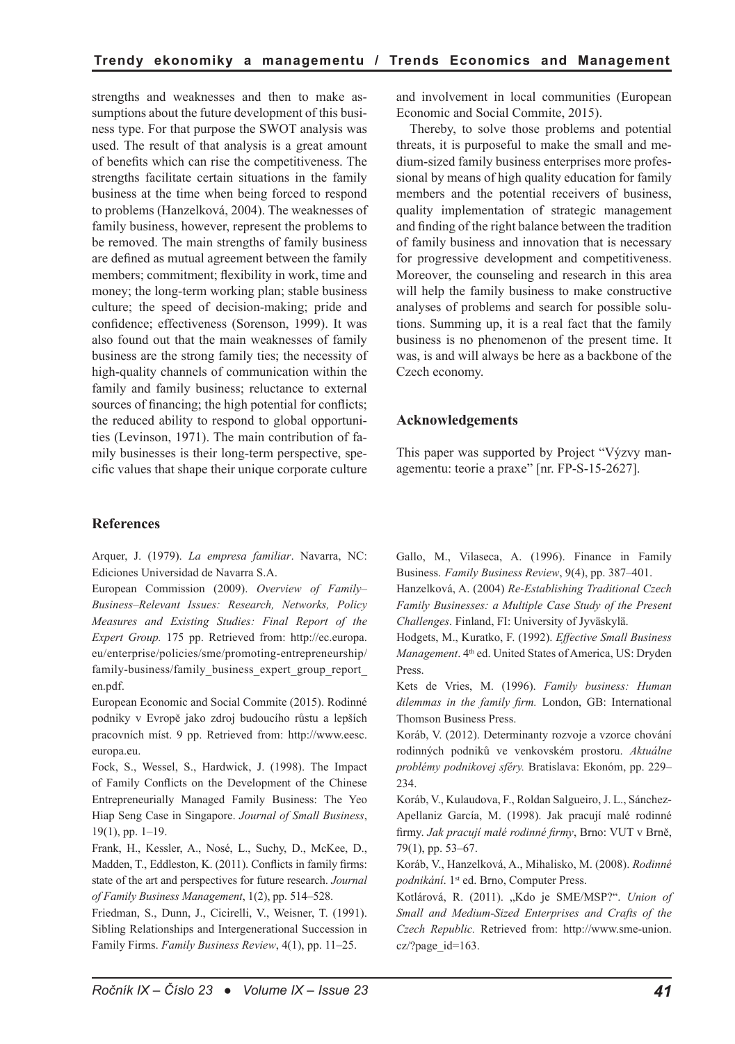strengths and weaknesses and then to make assumptions about the future development of this business type. For that purpose the SWOT analysis was used. The result of that analysis is a great amount of benefits which can rise the competitiveness. The strengths facilitate certain situations in the family business at the time when being forced to respond to problems (Hanzelková, 2004). The weaknesses of family business, however, represent the problems to be removed. The main strengths of family business are defined as mutual agreement between the family members; commitment; flexibility in work, time and money; the long-term working plan; stable business culture; the speed of decision-making; pride and confidence; effectiveness (Sorenson, 1999). It was also found out that the main weaknesses of family business are the strong family ties; the necessity of high-quality channels of communication within the family and family business; reluctance to external sources of financing; the high potential for conflicts; the reduced ability to respond to global opportunities (Levinson, 1971). The main contribution of family businesses is their long-term perspective, specific values that shape their unique corporate culture and involvement in local communities (European Economic and Social Commite, 2015).

Thereby, to solve those problems and potential threats, it is purposeful to make the small and medium-sized family business enterprises more professional by means of high quality education for family members and the potential receivers of business, quality implementation of strategic management and finding of the right balance between the tradition of family business and innovation that is necessary for progressive development and competitiveness. Moreover, the counseling and research in this area will help the family business to make constructive analyses of problems and search for possible solutions. Summing up, it is a real fact that the family business is no phenomenon of the present time. It was, is and will always be here as a backbone of the Czech economy.

## Acknowledgements

This paper was supported by Project "Výzvy managementu: teorie a praxe" [nr. FP-S-15-2627].

## References

Arquer, J. (1979). *La empresa familiar*. Navarra, NC: Ediciones Universidad de Navarra S.A.

European Commission (2009). *Overview of Family–Business–Relevant Issues: Research, Networks, Policy Measures and Existing Studies: Final Report of the Expert Group.* 175 pp. Retrieved from: http://ec.europa.eu/enterprise/policies/sme/promoting-entrepreneurship/family-business/family_business_expert_group_report_en.pdf.

European Economic and Social Commite (2015). Rodinné podniky v Evropě jako zdroj budoucího růstu a lepších pracovních míst. 9 pp. Retrieved from: http://www.eesc.europa.eu.

Fock, S., Wessel, S., Hardwick, J. (1998). The Impact of Family Conflicts on the Development of the Chinese Entrepreneurially Managed Family Business: The Yeo Hiap Seng Case in Singapore. *Journal of Small Business*, 19(1), pp. 1–19.

Frank, H., Kessler, A., Nosé, L., Suchy, D., McKee, D., Madden, T., Eddleston, K. (2011). Conflicts in family firms: state of the art and perspectives for future research. *Journal of Family Business Management*, 1(2), pp. 514–528.

Friedman, S., Dunn, J., Cicirelli, V., Weisner, T. (1991). Sibling Relationships and Intergenerational Succession in Family Firms. *Family Business Review*, 4(1), pp. 11–25.

Gallo, M., Vilaseca, A. (1996). Finance in Family Business. *Family Business Review*, 9(4), pp. 387–401.

Hanzelková, A. (2004) *Re-Establishing Traditional Czech Family Businesses: a Multiple Case Study of the Present Challenges*. Finland, FI: University of Jyväskylä.

Hodgets, M., Kuratko, F. (1992). *Effective Small Business Management*. 4th ed. United States of America, US: Dryden Press.

Kets de Vries, M. (1996). *Family business: Human dilemmas in the family firm.* London, GB: International Thomson Business Press.

Koráb, V. (2012). Determinanty rozvoje a vzorce chování rodinných podniků ve venkovském prostoru. *Aktuálne problémy podnikovej sféry.* Bratislava: Ekonóm, pp. 229–234.

Koráb, V., Kulaudova, F., Roldan Salgueiro, J. L., Sánchez-Apellaniz García, M. (1998). Jak pracují malé rodinné firmy. *Jak pracují malé rodinné firmy*, Brno: VUT v Brně, 79(1), pp. 53–67.

Koráb, V., Hanzelková, A., Mihalisko, M. (2008). *Rodinné podnikání*. 1st ed. Brno, Computer Press.

Kotlárová, R. (2011). „Kdo je SME/MSP?". *Union of Small and Medium-Sized Enterprises and Crafts of the Czech Republic.* Retrieved from: http://www.sme-union.cz/?page_id=163.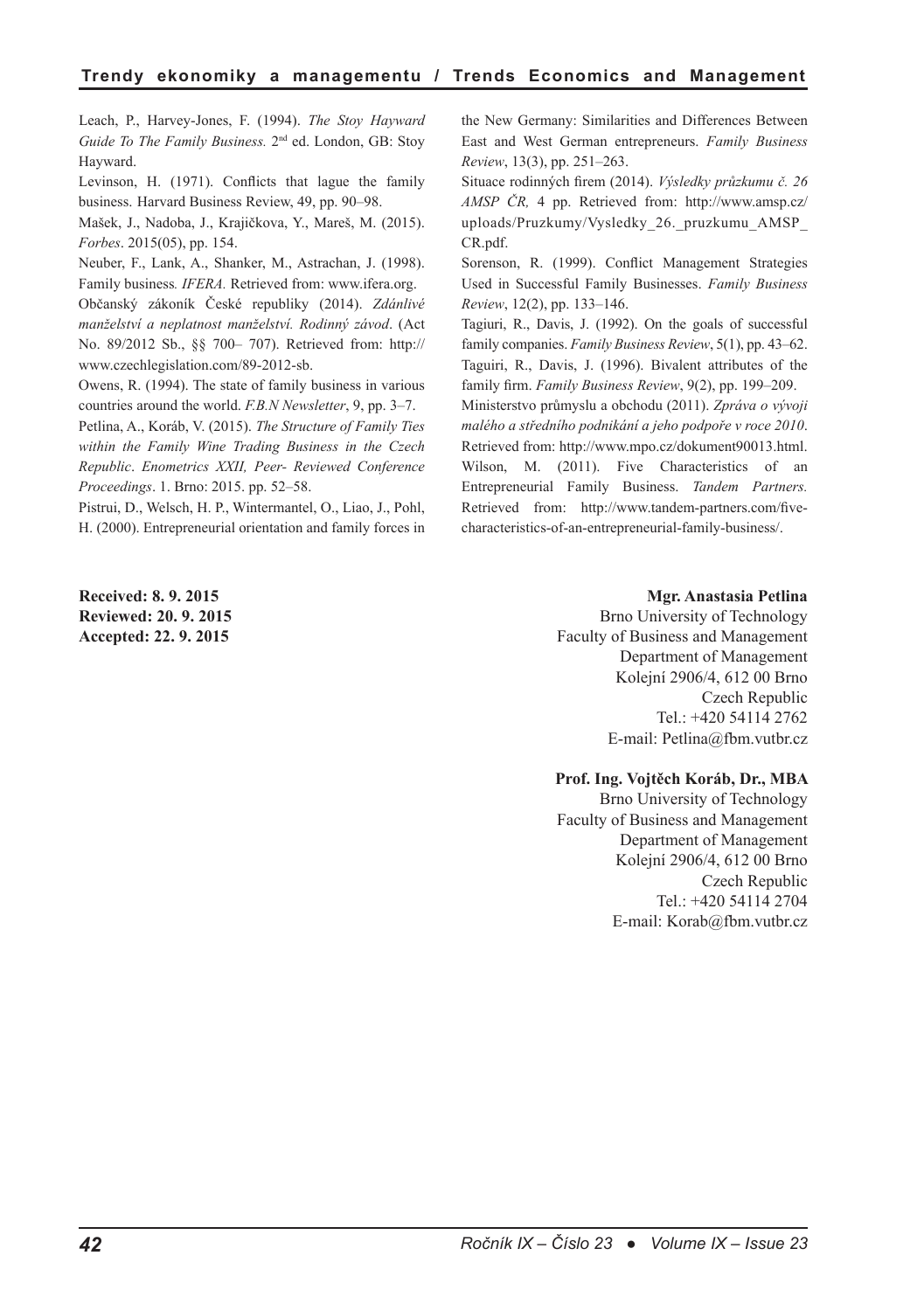Leach, P., Harvey-Jones, F. (1994). *The Stoy Hayward Guide To The Family Business.* 2nd ed. London, GB: Stoy Hayward.

Levinson, H. (1971). Conflicts that lague the family business. Harvard Business Review, 49, pp. 90–98.

Mašek, J., Nadoba, J., Krajičkova, Y., Mareš, M. (2015). *Forbes*. 2015(05), pp. 154.

Neuber, F., Lank, A., Shanker, M., Astrachan, J. (1998). Family business*. IFERA.* Retrieved from: www.ifera.org.

Občanský zákoník České republiky (2014). *Zdánlivé manželství a neplatnost manželství. Rodinný závod*. (Act No. 89/2012 Sb., §§ 700– 707). Retrieved from: http://www.czechlegislation.com/89-2012-sb.

Owens, R. (1994). The state of family business in various countries around the world. *F.B.N Newsletter*, 9, pp. 3–7.

Petlina, A., Koráb, V. (2015). *The Structure of Family Ties within the Family Wine Trading Business in the Czech Republic*. *Enometrics XXII, Peer- Reviewed Conference Proceedings*. 1. Brno: 2015. pp. 52–58.

Pistrui, D., Welsch, H. P., Wintermantel, O., Liao, J., Pohl, H. (2000). Entrepreneurial orientation and family forces in the New Germany: Similarities and Differences Between East and West German entrepreneurs. *Family Business Review*, 13(3), pp. 251–263.

Situace rodinných firem (2014). *Výsledky průzkumu č. 26 AMSP ČR,* 4 pp. Retrieved from: http://www.amsp.cz/uploads/Pruzkumy/Vysledky_26._pruzkumu_AMSP_CR.pdf.

Sorenson, R. (1999). Conflict Management Strategies Used in Successful Family Businesses. *Family Business Review*, 12(2), pp. 133–146.

Tagiuri, R., Davis, J. (1992). On the goals of successful family companies. *Family Business Review*, 5(1), pp. 43–62.

Taguiri, R., Davis, J. (1996). Bivalent attributes of the family firm. *Family Business Review*, 9(2), pp. 199–209.

Ministerstvo průmyslu a obchodu (2011). *Zpráva o vývoji malého a středního podnikání a jeho podpoře v roce 2010*. Retrieved from: http://www.mpo.cz/dokument90013.html.

Wilson, M. (2011). Five Characteristics of an Entrepreneurial Family Business. *Tandem Partners.* Retrieved from: http://www.tandem-partners.com/five-characteristics-of-an-entrepreneurial-family-business/.

**Received: 8. 9. 2015**
**Reviewed: 20. 9. 2015**
**Accepted: 22. 9. 2015**

**Mgr. Anastasia Petlina**
Brno University of Technology
Faculty of Business and Management
Department of Management
Kolejní 2906/4, 612 00 Brno
Czech Republic
Tel.: +420 54114 2762
E-mail: Petlina@fbm.vutbr.cz

**Prof. Ing. Vojtěch Koráb, Dr., MBA**
Brno University of Technology
Faculty of Business and Management
Department of Management
Kolejní 2906/4, 612 00 Brno
Czech Republic
Tel.: +420 54114 2704
E-mail: Korab@fbm.vutbr.cz